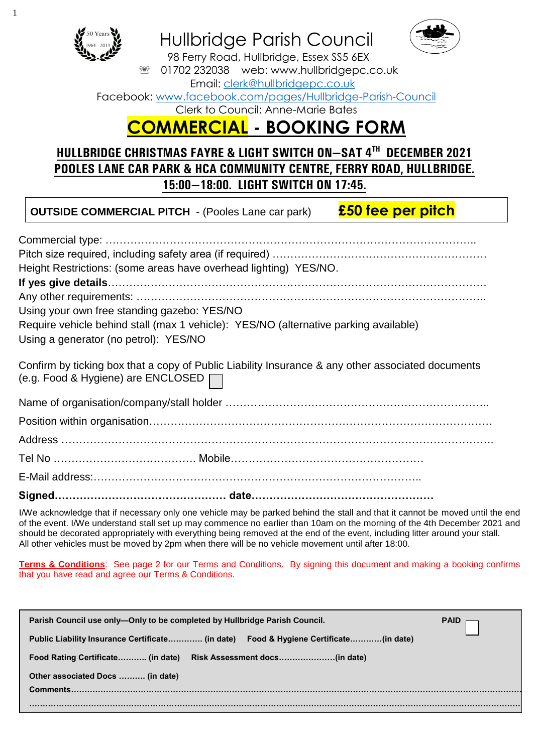# Hullbridge Parish Council

98 Ferry Road, Hullbridge, Essex SS5 6EX
☏ 01702 232038 web: www.hullbridgepc.co.uk
Email: clerk@hullbridgepc.co.uk
Facebook: www.facebook.com/pages/Hullbridge-Parish-Council
Clerk to Council; Anne-Marie Bates

# COMMERCIAL - BOOKING FORM

## HULLBRIDGE CHRISTMAS FAYRE & LIGHT SWITCH ON—SAT 4TH DECEMBER 2021
## POOLES LANE CAR PARK & HCA COMMUNITY CENTRE, FERRY ROAD, HULLBRIDGE.
## 15:00—18:00. LIGHT SWITCH ON 17:45.

**OUTSIDE COMMERCIAL PITCH** - (Pooles Lane car park) **£50 fee per pitch**

Commercial type: …………………………………………………………………………………………..

Pitch size required, including safety area (if required) ……………………………………………………

Height Restrictions: (some areas have overhead lighting) YES/NO.

**If yes give details**……………………………………………………………………………………………

Any other requirements: ………………………………………………………………………………………..

Using your own free standing gazebo: YES/NO

Require vehicle behind stall (max 1 vehicle): YES/NO (alternative parking available)

Using a generator (no petrol): YES/NO

Confirm by ticking box that a copy of Public Liability Insurance & any other associated documents (e.g. Food & Hygiene) are ENCLOSED ☐

Name of organisation/company/stall holder ………………………………………………………………..

Position within organisation…………………………………………………………………………………

Address ……………………………………………………………………………………………………….

Tel No …………………………………. Mobile………………………………………………

E-Mail address:…………………………………………………………………………..

**Signed………………………………………… date……………………………………………**

I/We acknowledge that if necessary only one vehicle may be parked behind the stall and that it cannot be moved until the end of the event. I/We understand stall set up may commence no earlier than 10am on the morning of the 4th December 2021 and should be decorated appropriately with everything being removed at the end of the event, including litter around your stall. All other vehicles must be moved by 2pm when there will be no vehicle movement until after 18:00.

**Terms & Conditions**: See page 2 for our Terms and Conditions. By signing this document and making a booking confirms that you have read and agree our Terms & Conditions.

**Parish Council use only—Only to be completed by Hullbridge Parish Council.** **PAID** ☐

**Public Liability Insurance Certificate…………. (in date)** **Food & Hygiene Certificate…………(in date)**

**Food Rating Certificate……….. (in date)** **Risk Assessment docs…………………(in date)**

**Other associated Docs ………. (in date)**

**Comments……………………………………………………………………………………………………………**

**……………………………………………………………………………………………………………………**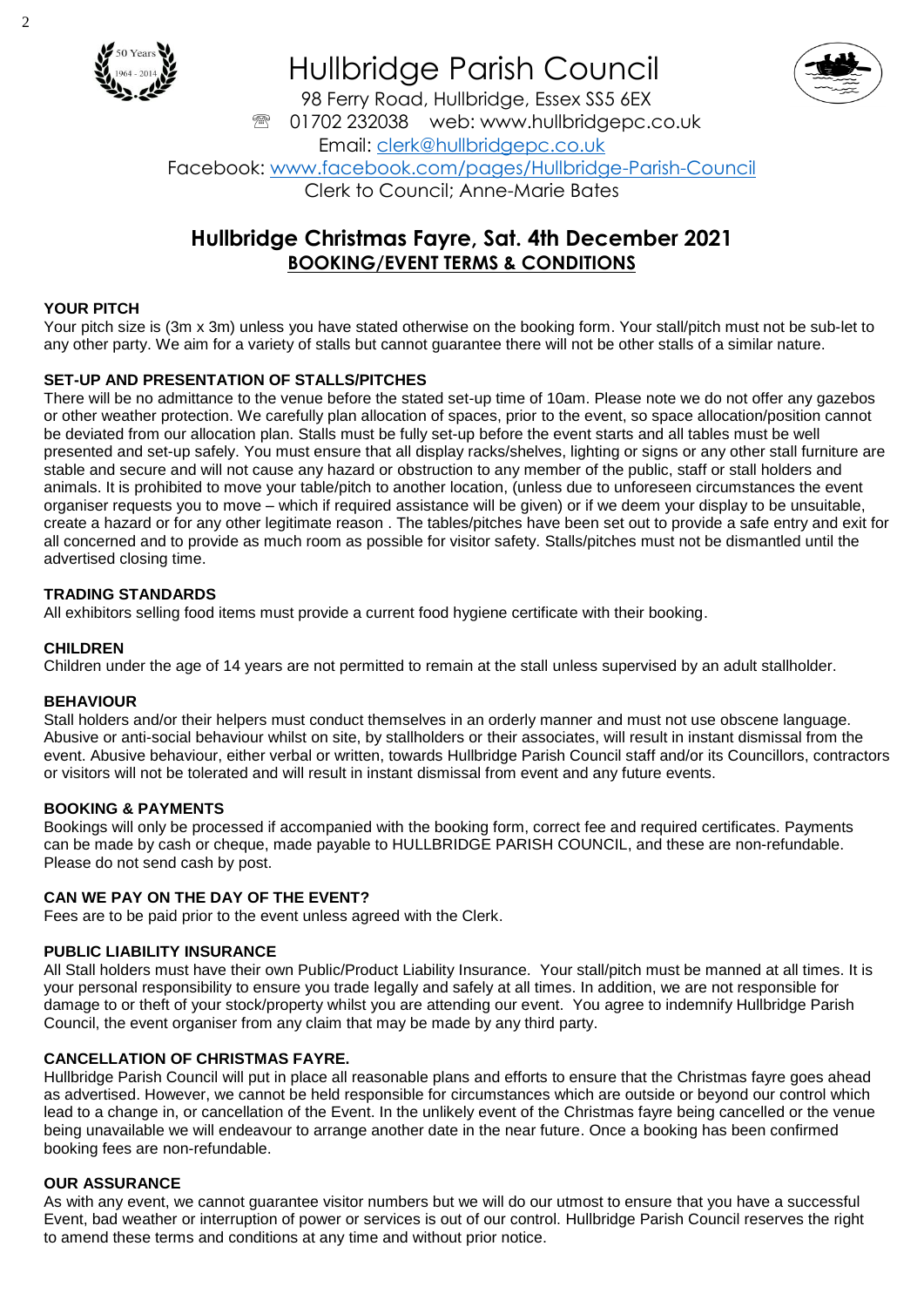# Hullbridge Parish Council

98 Ferry Road, Hullbridge, Essex SS5 6EX

☏ 01702 232038 web: www.hullbridgepc.co.uk

Email: clerk@hullbridgepc.co.uk

Facebook: www.facebook.com/pages/Hullbridge-Parish-Council

Clerk to Council; Anne-Marie Bates

## Hullbridge Christmas Fayre, Sat. 4th December 2021

## BOOKING/EVENT TERMS & CONDITIONS

**YOUR PITCH**

Your pitch size is (3m x 3m) unless you have stated otherwise on the booking form. Your stall/pitch must not be sub-let to any other party. We aim for a variety of stalls but cannot guarantee there will not be other stalls of a similar nature.

**SET-UP AND PRESENTATION OF STALLS/PITCHES**

There will be no admittance to the venue before the stated set-up time of 10am. Please note we do not offer any gazebos or other weather protection. We carefully plan allocation of spaces, prior to the event, so space allocation/position cannot be deviated from our allocation plan. Stalls must be fully set-up before the event starts and all tables must be well presented and set-up safely. You must ensure that all display racks/shelves, lighting or signs or any other stall furniture are stable and secure and will not cause any hazard or obstruction to any member of the public, staff or stall holders and animals. It is prohibited to move your table/pitch to another location, (unless due to unforeseen circumstances the event organiser requests you to move – which if required assistance will be given) or if we deem your display to be unsuitable, create a hazard or for any other legitimate reason . The tables/pitches have been set out to provide a safe entry and exit for all concerned and to provide as much room as possible for visitor safety. Stalls/pitches must not be dismantled until the advertised closing time.

**TRADING STANDARDS**

All exhibitors selling food items must provide a current food hygiene certificate with their booking.

**CHILDREN**

Children under the age of 14 years are not permitted to remain at the stall unless supervised by an adult stallholder.

**BEHAVIOUR**

Stall holders and/or their helpers must conduct themselves in an orderly manner and must not use obscene language. Abusive or anti-social behaviour whilst on site, by stallholders or their associates, will result in instant dismissal from the event. Abusive behaviour, either verbal or written, towards Hullbridge Parish Council staff and/or its Councillors, contractors or visitors will not be tolerated and will result in instant dismissal from event and any future events.

**BOOKING & PAYMENTS**

Bookings will only be processed if accompanied with the booking form, correct fee and required certificates. Payments can be made by cash or cheque, made payable to HULLBRIDGE PARISH COUNCIL, and these are non-refundable. Please do not send cash by post.

**CAN WE PAY ON THE DAY OF THE EVENT?**

Fees are to be paid prior to the event unless agreed with the Clerk.

**PUBLIC LIABILITY INSURANCE**

All Stall holders must have their own Public/Product Liability Insurance. Your stall/pitch must be manned at all times. It is your personal responsibility to ensure you trade legally and safely at all times. In addition, we are not responsible for damage to or theft of your stock/property whilst you are attending our event. You agree to indemnify Hullbridge Parish Council, the event organiser from any claim that may be made by any third party.

**CANCELLATION OF CHRISTMAS FAYRE.**

Hullbridge Parish Council will put in place all reasonable plans and efforts to ensure that the Christmas fayre goes ahead as advertised. However, we cannot be held responsible for circumstances which are outside or beyond our control which lead to a change in, or cancellation of the Event. In the unlikely event of the Christmas fayre being cancelled or the venue being unavailable we will endeavour to arrange another date in the near future. Once a booking has been confirmed booking fees are non-refundable.

**OUR ASSURANCE**

As with any event, we cannot guarantee visitor numbers but we will do our utmost to ensure that you have a successful Event, bad weather or interruption of power or services is out of our control. Hullbridge Parish Council reserves the right to amend these terms and conditions at any time and without prior notice.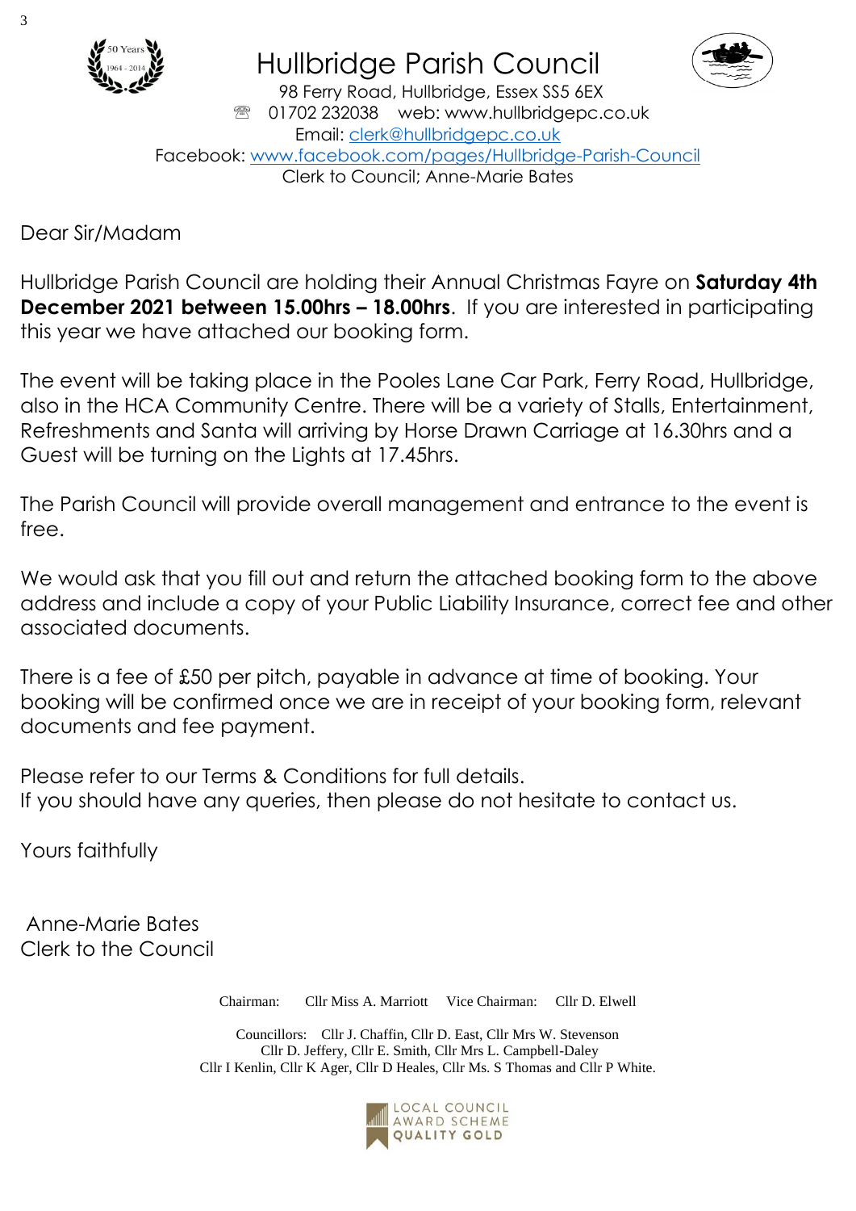# Hullbridge Parish Council

98 Ferry Road, Hullbridge, Essex SS5 6EX
☏ 01702 232038 web: www.hullbridgepc.co.uk
Email: clerk@hullbridgepc.co.uk
Facebook: www.facebook.com/pages/Hullbridge-Parish-Council
Clerk to Council; Anne-Marie Bates

Dear Sir/Madam

Hullbridge Parish Council are holding their Annual Christmas Fayre on **Saturday 4th December 2021 between 15.00hrs – 18.00hrs**. If you are interested in participating this year we have attached our booking form.

The event will be taking place in the Pooles Lane Car Park, Ferry Road, Hullbridge, also in the HCA Community Centre. There will be a variety of Stalls, Entertainment, Refreshments and Santa will arriving by Horse Drawn Carriage at 16.30hrs and a Guest will be turning on the Lights at 17.45hrs.

The Parish Council will provide overall management and entrance to the event is free.

We would ask that you fill out and return the attached booking form to the above address and include a copy of your Public Liability Insurance, correct fee and other associated documents.

There is a fee of £50 per pitch, payable in advance at time of booking. Your booking will be confirmed once we are in receipt of your booking form, relevant documents and fee payment.

Please refer to our Terms & Conditions for full details.
If you should have any queries, then please do not hesitate to contact us.

Yours faithfully

Anne-Marie Bates
Clerk to the Council

Chairman: Cllr Miss A. Marriott Vice Chairman: Cllr D. Elwell

Councillors: Cllr J. Chaffin, Cllr D. East, Cllr Mrs W. Stevenson
Cllr D. Jeffery, Cllr E. Smith, Cllr Mrs L. Campbell-Daley
Cllr I Kenlin, Cllr K Ager, Cllr D Heales, Cllr Ms. S Thomas and Cllr P White.

LOCAL COUNCIL AWARD SCHEME QUALITY GOLD